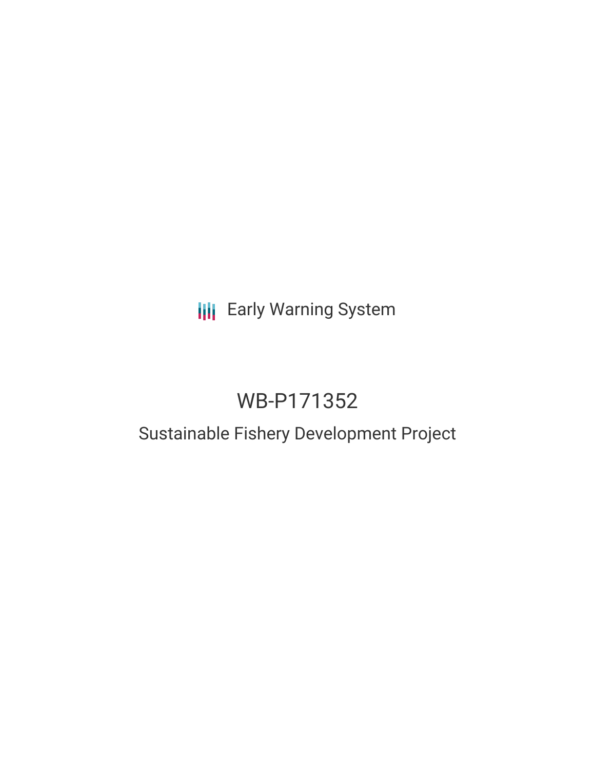Early Warning System

# WB-P171352

## Sustainable Fishery Development Project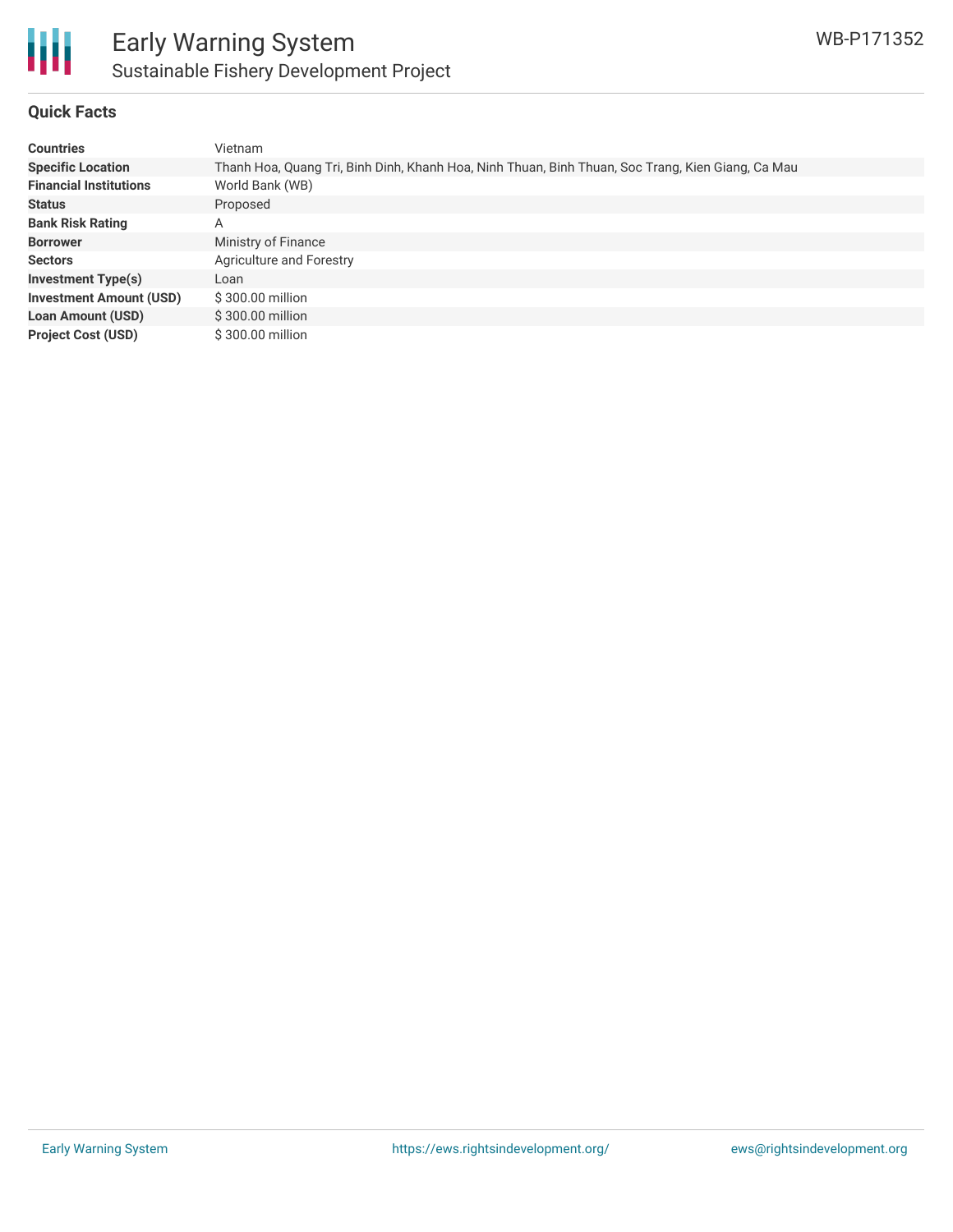## Quick Facts

| | |
|---|---|
| **Countries** | Vietnam |
| **Specific Location** | Thanh Hoa, Quang Tri, Binh Dinh, Khanh Hoa, Ninh Thuan, Binh Thuan, Soc Trang, Kien Giang, Ca Mau |
| **Financial Institutions** | World Bank (WB) |
| **Status** | Proposed |
| **Bank Risk Rating** | A |
| **Borrower** | Ministry of Finance |
| **Sectors** | Agriculture and Forestry |
| **Investment Type(s)** | Loan |
| **Investment Amount (USD)** | $ 300.00 million |
| **Loan Amount (USD)** | $ 300.00 million |
| **Project Cost (USD)** | $ 300.00 million |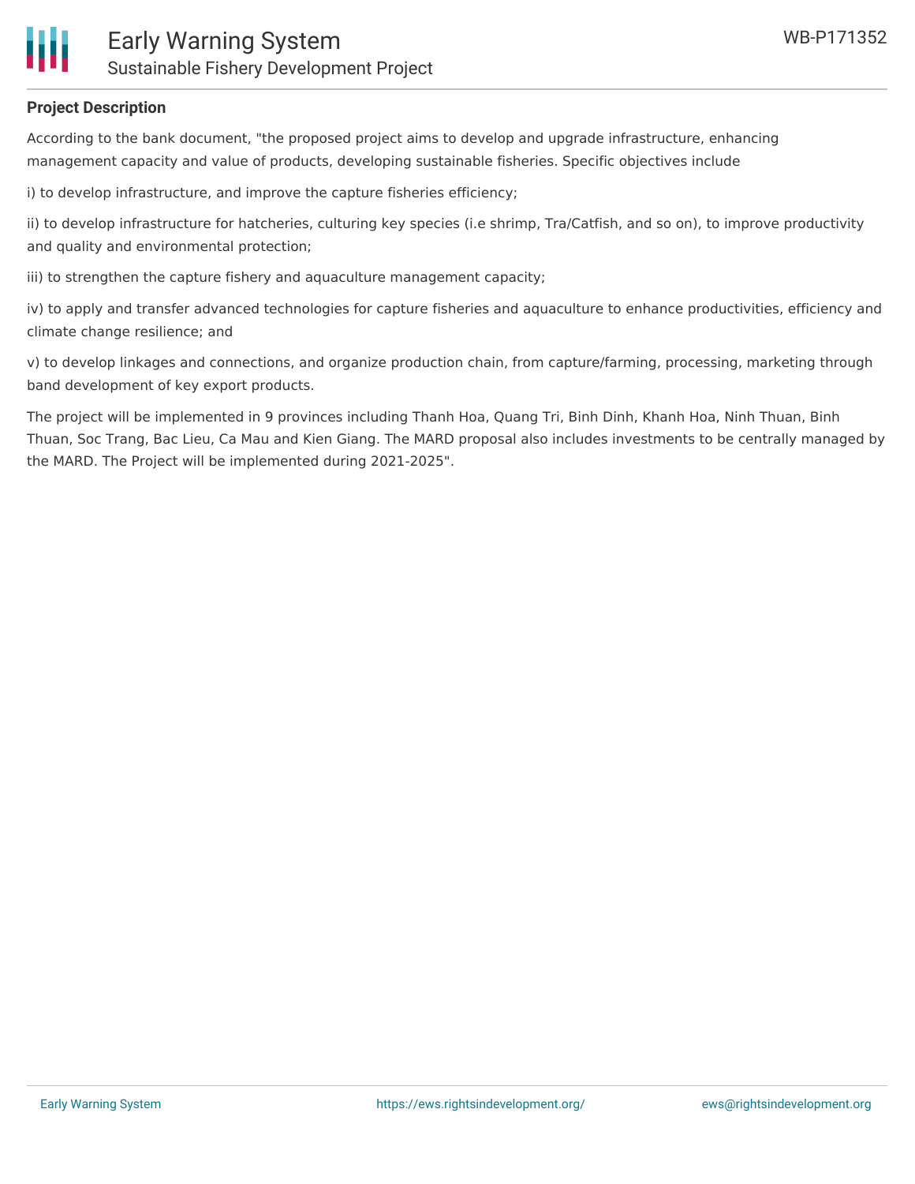### Project Description

According to the bank document, "the proposed project aims to develop and upgrade infrastructure, enhancing management capacity and value of products, developing sustainable fisheries. Specific objectives include

i) to develop infrastructure, and improve the capture fisheries efficiency;

ii) to develop infrastructure for hatcheries, culturing key species (i.e shrimp, Tra/Catfish, and so on), to improve productivity and quality and environmental protection;

iii) to strengthen the capture fishery and aquaculture management capacity;

iv) to apply and transfer advanced technologies for capture fisheries and aquaculture to enhance productivities, efficiency and climate change resilience; and

v) to develop linkages and connections, and organize production chain, from capture/farming, processing, marketing through band development of key export products.

The project will be implemented in 9 provinces including Thanh Hoa, Quang Tri, Binh Dinh, Khanh Hoa, Ninh Thuan, Binh Thuan, Soc Trang, Bac Lieu, Ca Mau and Kien Giang. The MARD proposal also includes investments to be centrally managed by the MARD. The Project will be implemented during 2021-2025".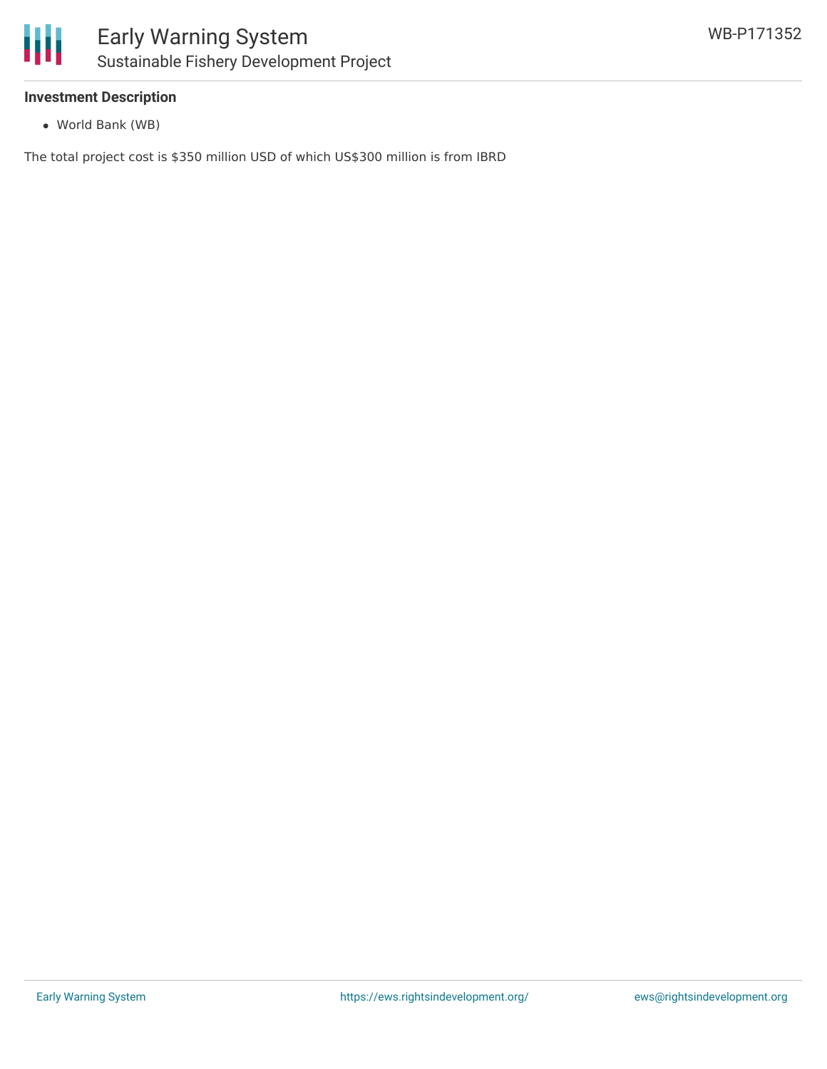### Investment Description

- World Bank (WB)

The total project cost is $350 million USD of which US$300 million is from IBRD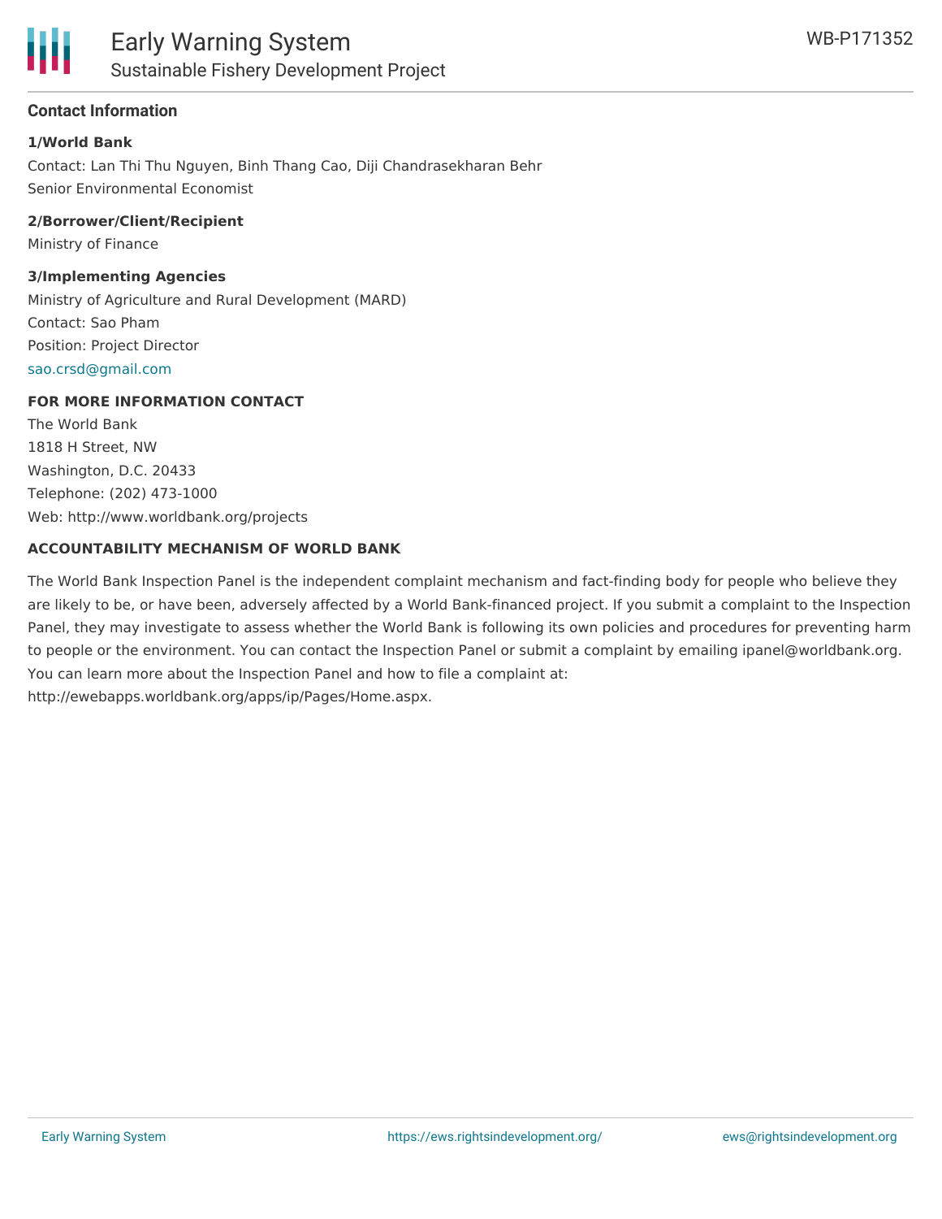## Contact Information

**1/World Bank**

Contact: Lan Thi Thu Nguyen, Binh Thang Cao, Diji Chandrasekharan Behr
Senior Environmental Economist

**2/Borrower/Client/Recipient**

Ministry of Finance

**3/Implementing Agencies**

Ministry of Agriculture and Rural Development (MARD)
Contact: Sao Pham
Position: Project Director
sao.crsd@gmail.com

**FOR MORE INFORMATION CONTACT**

The World Bank
1818 H Street, NW
Washington, D.C. 20433
Telephone: (202) 473-1000
Web: http://www.worldbank.org/projects

**ACCOUNTABILITY MECHANISM OF WORLD BANK**

The World Bank Inspection Panel is the independent complaint mechanism and fact-finding body for people who believe they are likely to be, or have been, adversely affected by a World Bank-financed project. If you submit a complaint to the Inspection Panel, they may investigate to assess whether the World Bank is following its own policies and procedures for preventing harm to people or the environment. You can contact the Inspection Panel or submit a complaint by emailing ipanel@worldbank.org. You can learn more about the Inspection Panel and how to file a complaint at: http://ewebapps.worldbank.org/apps/ip/Pages/Home.aspx.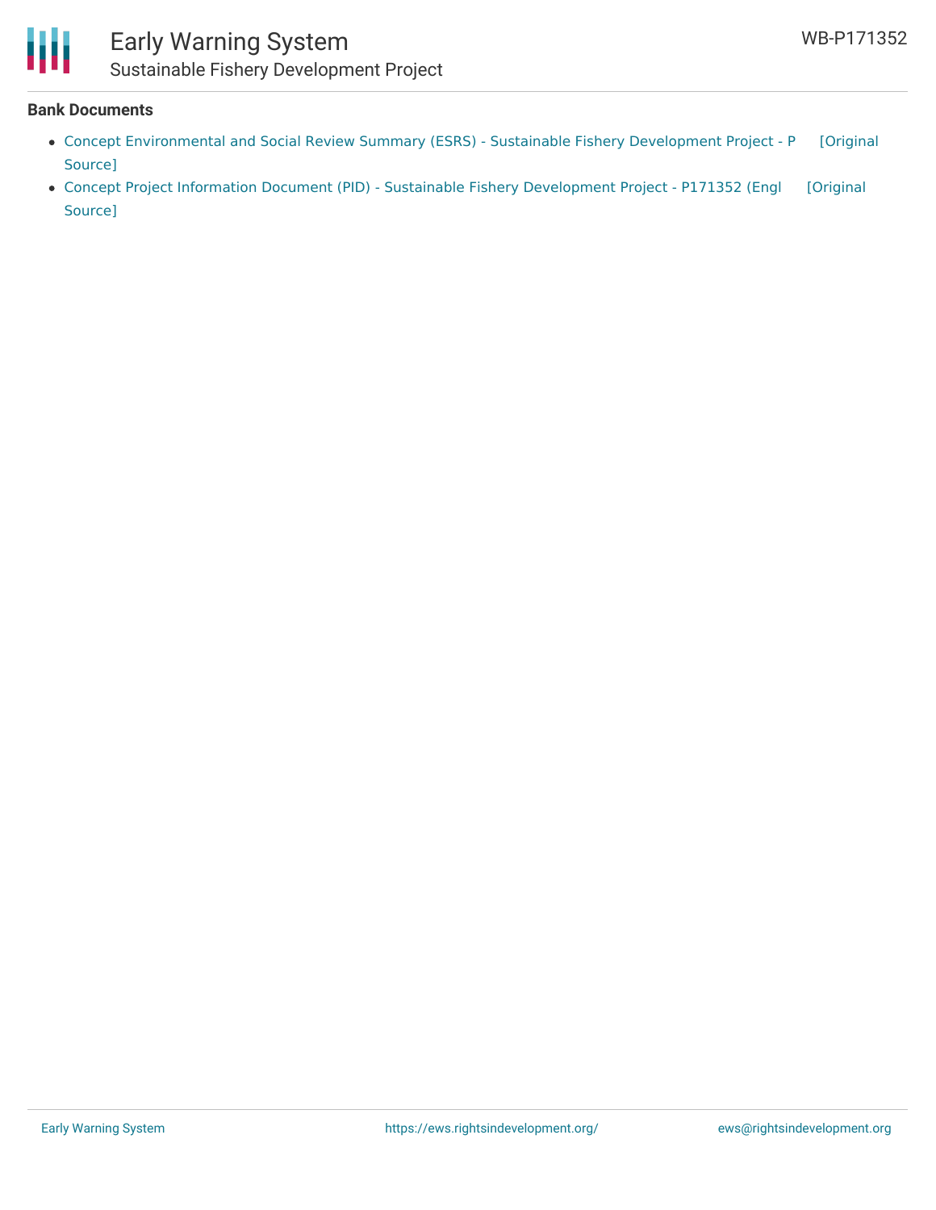**Bank Documents**

- Concept Environmental and Social Review Summary (ESRS) - Sustainable Fishery Development Project - P [Original Source]
- Concept Project Information Document (PID) - Sustainable Fishery Development Project - P171352 (Engl [Original Source]